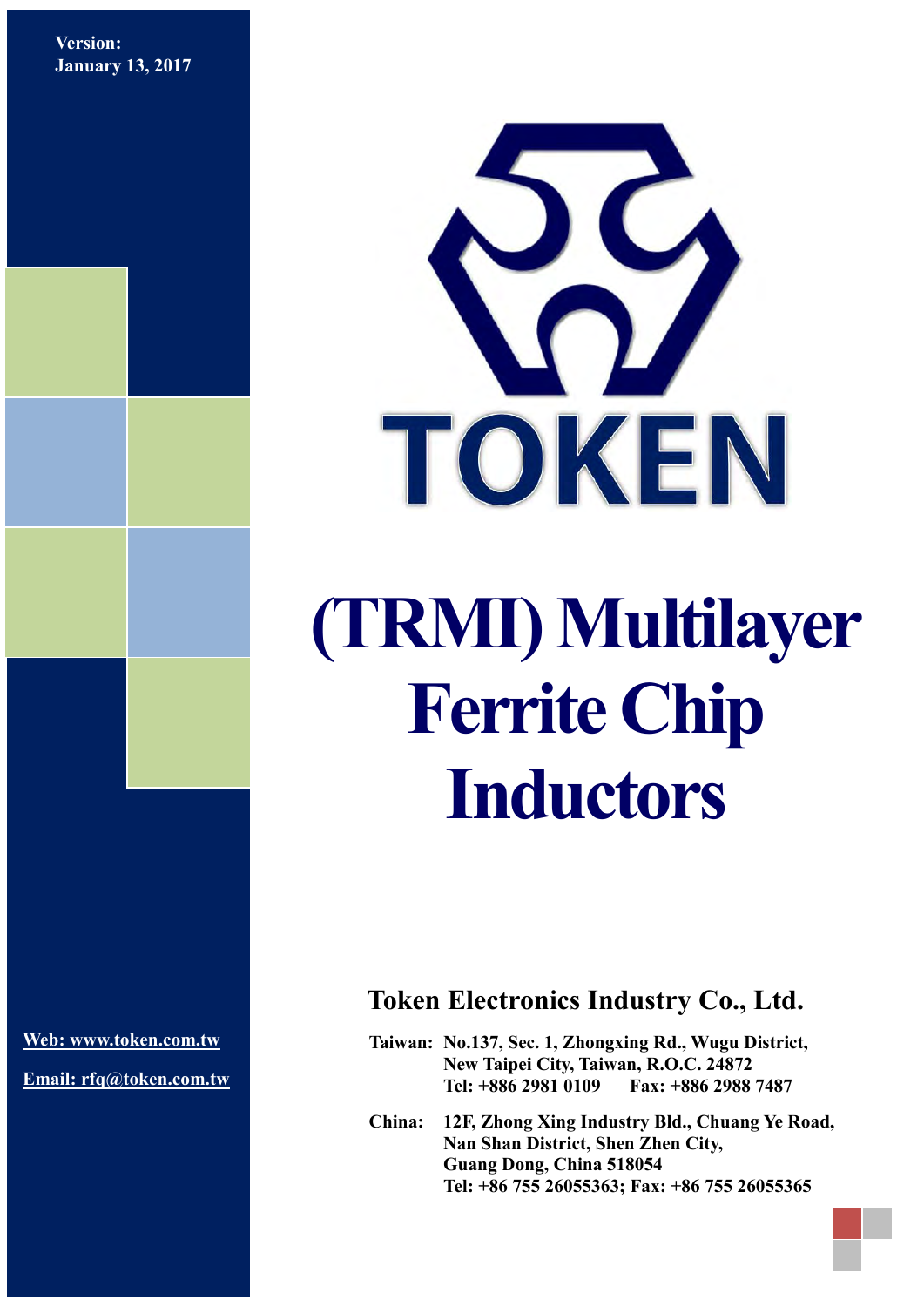Version:
January 13, 2017

TOKEN

# (TRMI) Multilayer Ferrite Chip Inductors

Web: www.token.com.tw

Email: rfq@token.com.tw

## Token Electronics Industry Co., Ltd.

Taiwan: No.137, Sec. 1, Zhongxing Rd., Wugu District,
New Taipei City, Taiwan, R.O.C. 24872
Tel: +886 2981 0109 Fax: +886 2988 7487

China: 12F, Zhong Xing Industry Bld., Chuang Ye Road,
Nan Shan District, Shen Zhen City,
Guang Dong, China 518054
Tel: +86 755 26055363; Fax: +86 755 26055365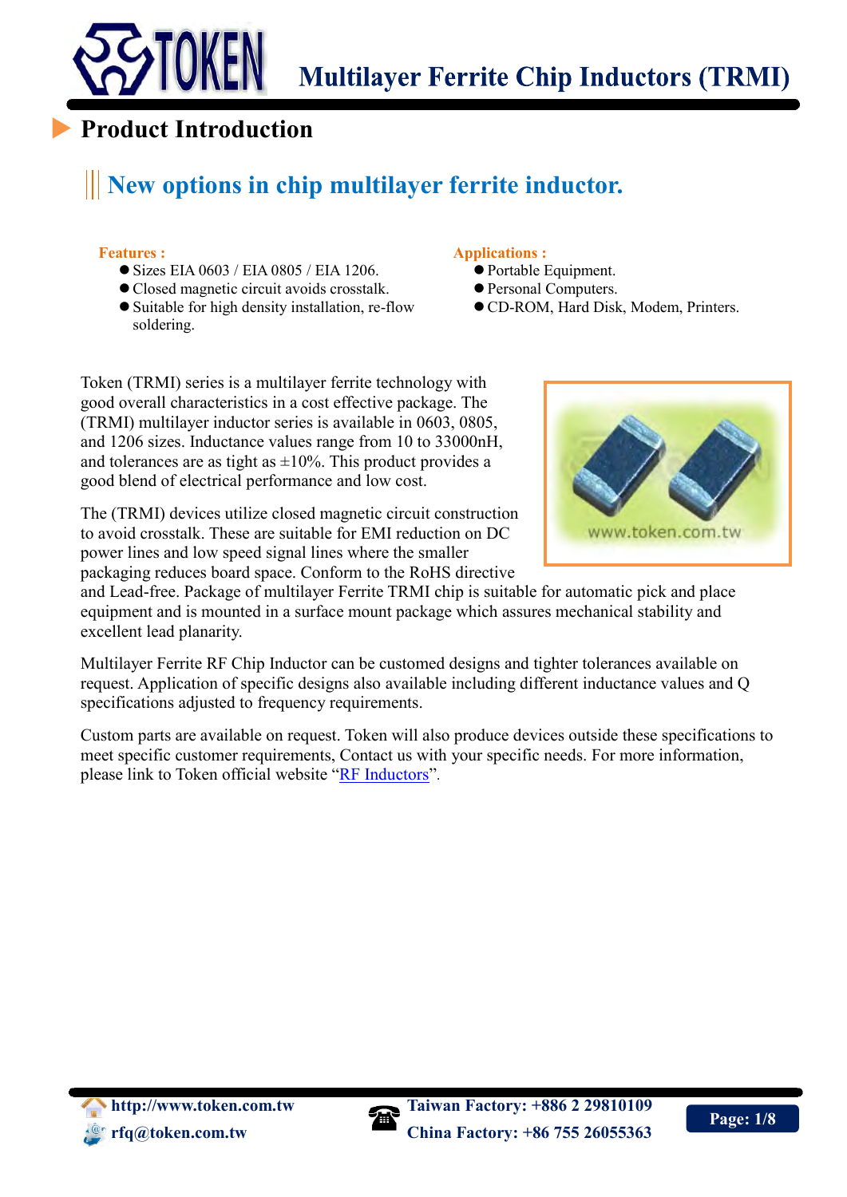# Multilayer Ferrite Chip Inductors (TRMI)

## Product Introduction

### New options in chip multilayer ferrite inductor.

**Features :**

- Sizes EIA 0603 / EIA 0805 / EIA 1206.
- Closed magnetic circuit avoids crosstalk.
- Suitable for high density installation, re-flow soldering.

**Applications :**

- Portable Equipment.
- Personal Computers.
- CD-ROM, Hard Disk, Modem, Printers.

Token (TRMI) series is a multilayer ferrite technology with good overall characteristics in a cost effective package. The (TRMI) multilayer inductor series is available in 0603, 0805, and 1206 sizes. Inductance values range from 10 to 33000nH, and tolerances are as tight as ±10%. This product provides a good blend of electrical performance and low cost.

The (TRMI) devices utilize closed magnetic circuit construction to avoid crosstalk. These are suitable for EMI reduction on DC power lines and low speed signal lines where the smaller packaging reduces board space. Conform to the RoHS directive and Lead-free. Package of multilayer Ferrite TRMI chip is suitable for automatic pick and place equipment and is mounted in a surface mount package which assures mechanical stability and excellent lead planarity.

Multilayer Ferrite RF Chip Inductor can be customed designs and tighter tolerances available on request. Application of specific designs also available including different inductance values and Q specifications adjusted to frequency requirements.

Custom parts are available on request. Token will also produce devices outside these specifications to meet specific customer requirements, Contact us with your specific needs. For more information, please link to Token official website "RF Inductors".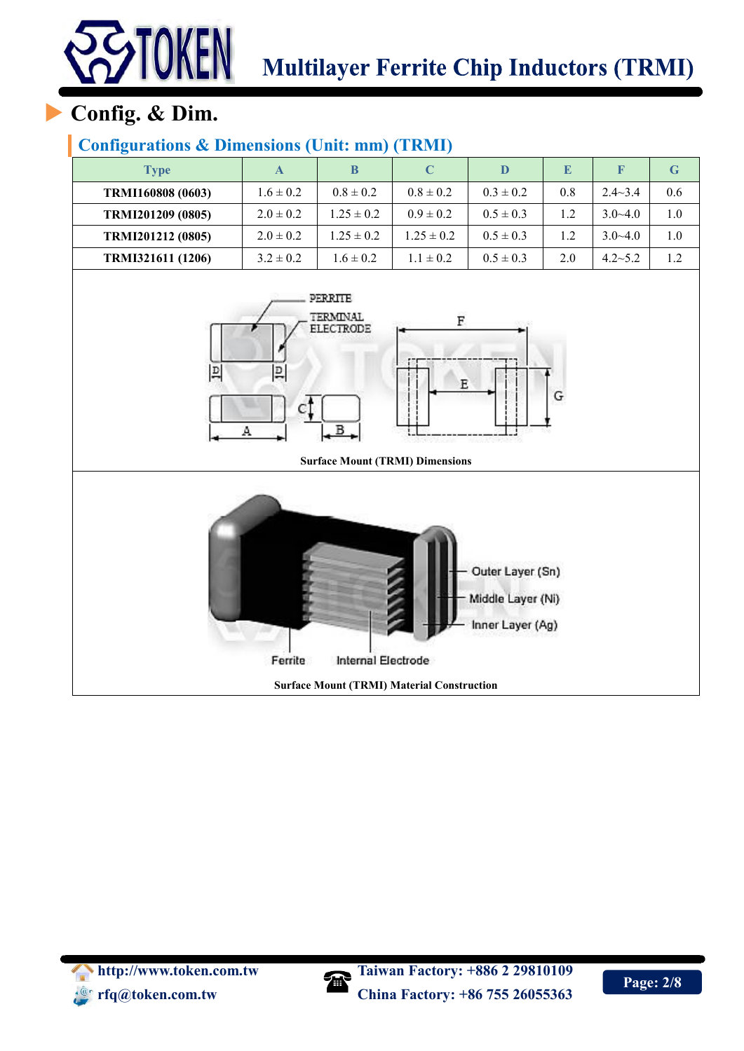## Config. & Dim.

### Configurations & Dimensions (Unit: mm) (TRMI)

| Type | A | B | C | D | E | F | G |
|---|---|---|---|---|---|---|---|
| TRMI160808 (0603) | 1.6 ± 0.2 | 0.8 ± 0.2 | 0.8 ± 0.2 | 0.3 ± 0.2 | 0.8 | 2.4~3.4 | 0.6 |
| TRMI201209 (0805) | 2.0 ± 0.2 | 1.25 ± 0.2 | 0.9 ± 0.2 | 0.5 ± 0.3 | 1.2 | 3.0~4.0 | 1.0 |
| TRMI201212 (0805) | 2.0 ± 0.2 | 1.25 ± 0.2 | 1.25 ± 0.2 | 0.5 ± 0.3 | 1.2 | 3.0~4.0 | 1.0 |
| TRMI321611 (1206) | 3.2 ± 0.2 | 1.6 ± 0.2 | 1.1 ± 0.2 | 0.5 ± 0.3 | 2.0 | 4.2~5.2 | 1.2 |

PERRITE
TERMINAL ELECTRODE
D D
A B C
F E G

Surface Mount (TRMI) Dimensions

Outer Layer (Sn)
Middle Layer (Ni)
Inner Layer (Ag)
Ferrite
Internal Electrode

Surface Mount (TRMI) Material Construction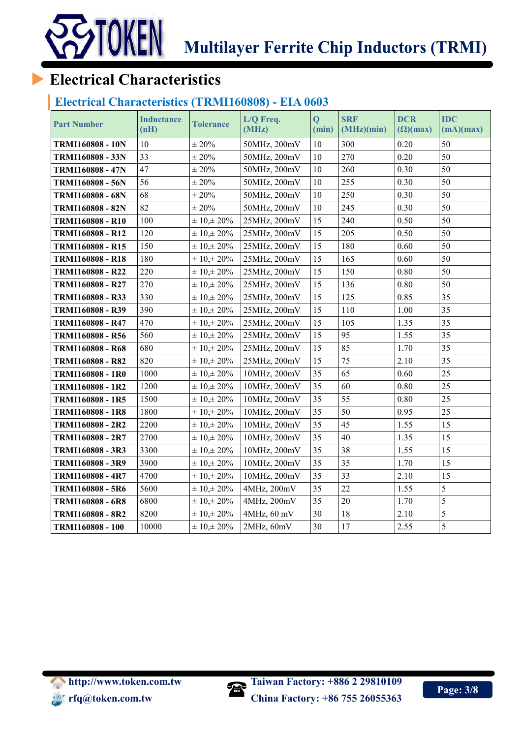## Electrical Characteristics

### Electrical Characteristics (TRMI160808) - EIA 0603

| Part Number | Inductance (nH) | Tolerance | L/Q Freq. (MHz) | Q (min) | SRF (MHz)(min) | DCR (Ω)(max) | IDC (mA)(max) |
|---|---|---|---|---|---|---|---|
| **TRMI160808 - 10N** | 10 | ± 20% | 50MHz, 200mV | 10 | 300 | 0.20 | 50 |
| **TRMI160808 - 33N** | 33 | ± 20% | 50MHz, 200mV | 10 | 270 | 0.20 | 50 |
| **TRMI160808 - 47N** | 47 | ± 20% | 50MHz, 200mV | 10 | 260 | 0.30 | 50 |
| **TRMI160808 - 56N** | 56 | ± 20% | 50MHz, 200mV | 10 | 255 | 0.30 | 50 |
| **TRMI160808 - 68N** | 68 | ± 20% | 50MHz, 200mV | 10 | 250 | 0.30 | 50 |
| **TRMI160808 - 82N** | 82 | ± 20% | 50MHz, 200mV | 10 | 245 | 0.30 | 50 |
| **TRMI160808 - R10** | 100 | ± 10,± 20% | 25MHz, 200mV | 15 | 240 | 0.50 | 50 |
| **TRMI160808 - R12** | 120 | ± 10,± 20% | 25MHz, 200mV | 15 | 205 | 0.50 | 50 |
| **TRMI160808 - R15** | 150 | ± 10,± 20% | 25MHz, 200mV | 15 | 180 | 0.60 | 50 |
| **TRMI160808 - R18** | 180 | ± 10,± 20% | 25MHz, 200mV | 15 | 165 | 0.60 | 50 |
| **TRMI160808 - R22** | 220 | ± 10,± 20% | 25MHz, 200mV | 15 | 150 | 0.80 | 50 |
| **TRMI160808 - R27** | 270 | ± 10,± 20% | 25MHz, 200mV | 15 | 136 | 0.80 | 50 |
| **TRMI160808 - R33** | 330 | ± 10,± 20% | 25MHz, 200mV | 15 | 125 | 0.85 | 35 |
| **TRMI160808 - R39** | 390 | ± 10,± 20% | 25MHz, 200mV | 15 | 110 | 1.00 | 35 |
| **TRMI160808 - R47** | 470 | ± 10,± 20% | 25MHz, 200mV | 15 | 105 | 1.35 | 35 |
| **TRMI160808 - R56** | 560 | ± 10,± 20% | 25MHz, 200mV | 15 | 95 | 1.55 | 35 |
| **TRMI160808 - R68** | 680 | ± 10,± 20% | 25MHz, 200mV | 15 | 85 | 1.70 | 35 |
| **TRMI160808 - R82** | 820 | ± 10,± 20% | 25MHz, 200mV | 15 | 75 | 2.10 | 35 |
| **TRMI160808 - 1R0** | 1000 | ± 10,± 20% | 10MHz, 200mV | 35 | 65 | 0.60 | 25 |
| **TRMI160808 - 1R2** | 1200 | ± 10,± 20% | 10MHz, 200mV | 35 | 60 | 0.80 | 25 |
| **TRMI160808 - 1R5** | 1500 | ± 10,± 20% | 10MHz, 200mV | 35 | 55 | 0.80 | 25 |
| **TRMI160808 - 1R8** | 1800 | ± 10,± 20% | 10MHz, 200mV | 35 | 50 | 0.95 | 25 |
| **TRMI160808 - 2R2** | 2200 | ± 10,± 20% | 10MHz, 200mV | 35 | 45 | 1.55 | 15 |
| **TRMI160808 - 2R7** | 2700 | ± 10,± 20% | 10MHz, 200mV | 35 | 40 | 1.35 | 15 |
| **TRMI160808 - 3R3** | 3300 | ± 10,± 20% | 10MHz, 200mV | 35 | 38 | 1.55 | 15 |
| **TRMI160808 - 3R9** | 3900 | ± 10,± 20% | 10MHz, 200mV | 35 | 35 | 1.70 | 15 |
| **TRMI160808 - 4R7** | 4700 | ± 10,± 20% | 10MHz, 200mV | 35 | 33 | 2.10 | 15 |
| **TRMI160808 - 5R6** | 5600 | ± 10,± 20% | 4MHz, 200mV | 35 | 22 | 1.55 | 5 |
| **TRMI160808 - 6R8** | 6800 | ± 10,± 20% | 4MHz, 200mV | 35 | 20 | 1.70 | 5 |
| **TRMI160808 - 8R2** | 8200 | ± 10,± 20% | 4MHz, 60 mV | 30 | 18 | 2.10 | 5 |
| **TRMI160808 - 100** | 10000 | ± 10,± 20% | 2MHz, 60mV | 30 | 17 | 2.55 | 5 |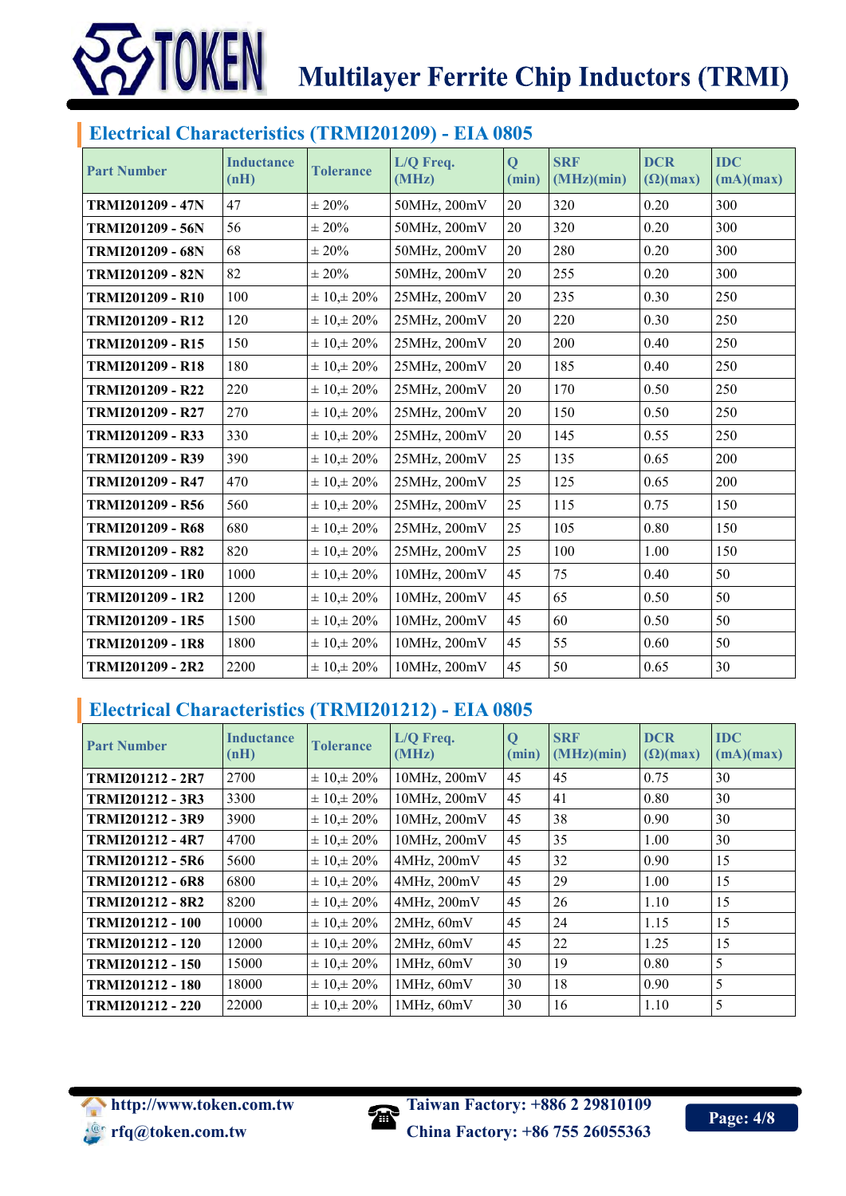# Multilayer Ferrite Chip Inductors (TRMI)

## Electrical Characteristics (TRMI201209) - EIA 0805

| Part Number | Inductance (nH) | Tolerance | L/Q Freq. (MHz) | Q (min) | SRF (MHz)(min) | DCR (Ω)(max) | IDC (mA)(max) |
|---|---|---|---|---|---|---|---|
| **TRMI201209 - 47N** | 47 | ± 20% | 50MHz, 200mV | 20 | 320 | 0.20 | 300 |
| **TRMI201209 - 56N** | 56 | ± 20% | 50MHz, 200mV | 20 | 320 | 0.20 | 300 |
| **TRMI201209 - 68N** | 68 | ± 20% | 50MHz, 200mV | 20 | 280 | 0.20 | 300 |
| **TRMI201209 - 82N** | 82 | ± 20% | 50MHz, 200mV | 20 | 255 | 0.20 | 300 |
| **TRMI201209 - R10** | 100 | ± 10,± 20% | 25MHz, 200mV | 20 | 235 | 0.30 | 250 |
| **TRMI201209 - R12** | 120 | ± 10,± 20% | 25MHz, 200mV | 20 | 220 | 0.30 | 250 |
| **TRMI201209 - R15** | 150 | ± 10,± 20% | 25MHz, 200mV | 20 | 200 | 0.40 | 250 |
| **TRMI201209 - R18** | 180 | ± 10,± 20% | 25MHz, 200mV | 20 | 185 | 0.40 | 250 |
| **TRMI201209 - R22** | 220 | ± 10,± 20% | 25MHz, 200mV | 20 | 170 | 0.50 | 250 |
| **TRMI201209 - R27** | 270 | ± 10,± 20% | 25MHz, 200mV | 20 | 150 | 0.50 | 250 |
| **TRMI201209 - R33** | 330 | ± 10,± 20% | 25MHz, 200mV | 20 | 145 | 0.55 | 250 |
| **TRMI201209 - R39** | 390 | ± 10,± 20% | 25MHz, 200mV | 25 | 135 | 0.65 | 200 |
| **TRMI201209 - R47** | 470 | ± 10,± 20% | 25MHz, 200mV | 25 | 125 | 0.65 | 200 |
| **TRMI201209 - R56** | 560 | ± 10,± 20% | 25MHz, 200mV | 25 | 115 | 0.75 | 150 |
| **TRMI201209 - R68** | 680 | ± 10,± 20% | 25MHz, 200mV | 25 | 105 | 0.80 | 150 |
| **TRMI201209 - R82** | 820 | ± 10,± 20% | 25MHz, 200mV | 25 | 100 | 1.00 | 150 |
| **TRMI201209 - 1R0** | 1000 | ± 10,± 20% | 10MHz, 200mV | 45 | 75 | 0.40 | 50 |
| **TRMI201209 - 1R2** | 1200 | ± 10,± 20% | 10MHz, 200mV | 45 | 65 | 0.50 | 50 |
| **TRMI201209 - 1R5** | 1500 | ± 10,± 20% | 10MHz, 200mV | 45 | 60 | 0.50 | 50 |
| **TRMI201209 - 1R8** | 1800 | ± 10,± 20% | 10MHz, 200mV | 45 | 55 | 0.60 | 50 |
| **TRMI201209 - 2R2** | 2200 | ± 10,± 20% | 10MHz, 200mV | 45 | 50 | 0.65 | 30 |

## Electrical Characteristics (TRMI201212) - EIA 0805

| Part Number | Inductance (nH) | Tolerance | L/Q Freq. (MHz) | Q (min) | SRF (MHz)(min) | DCR (Ω)(max) | IDC (mA)(max) |
|---|---|---|---|---|---|---|---|
| **TRMI201212 - 2R7** | 2700 | ± 10,± 20% | 10MHz, 200mV | 45 | 45 | 0.75 | 30 |
| **TRMI201212 - 3R3** | 3300 | ± 10,± 20% | 10MHz, 200mV | 45 | 41 | 0.80 | 30 |
| **TRMI201212 - 3R9** | 3900 | ± 10,± 20% | 10MHz, 200mV | 45 | 38 | 0.90 | 30 |
| **TRMI201212 - 4R7** | 4700 | ± 10,± 20% | 10MHz, 200mV | 45 | 35 | 1.00 | 30 |
| **TRMI201212 - 5R6** | 5600 | ± 10,± 20% | 4MHz, 200mV | 45 | 32 | 0.90 | 15 |
| **TRMI201212 - 6R8** | 6800 | ± 10,± 20% | 4MHz, 200mV | 45 | 29 | 1.00 | 15 |
| **TRMI201212 - 8R2** | 8200 | ± 10,± 20% | 4MHz, 200mV | 45 | 26 | 1.10 | 15 |
| **TRMI201212 - 100** | 10000 | ± 10,± 20% | 2MHz, 60mV | 45 | 24 | 1.15 | 15 |
| **TRMI201212 - 120** | 12000 | ± 10,± 20% | 2MHz, 60mV | 45 | 22 | 1.25 | 15 |
| **TRMI201212 - 150** | 15000 | ± 10,± 20% | 1MHz, 60mV | 30 | 19 | 0.80 | 5 |
| **TRMI201212 - 180** | 18000 | ± 10,± 20% | 1MHz, 60mV | 30 | 18 | 0.90 | 5 |
| **TRMI201212 - 220** | 22000 | ± 10,± 20% | 1MHz, 60mV | 30 | 16 | 1.10 | 5 |

**http://www.token.com.tw**
**rfq@token.com.tw**
**Taiwan Factory: +886 2 29810109**
**China Factory: +86 755 26055363**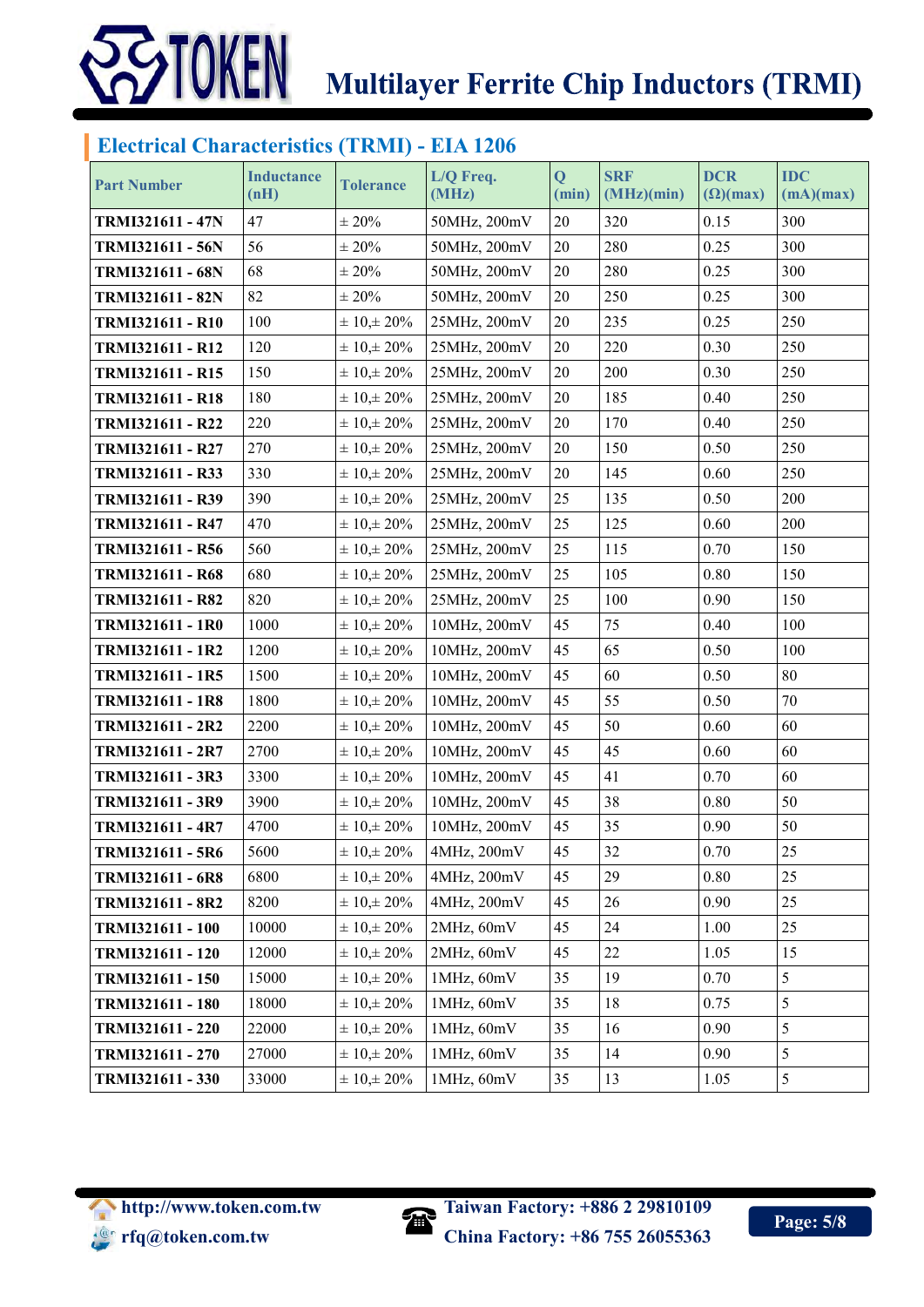# Multilayer Ferrite Chip Inductors (TRMI)

## Electrical Characteristics (TRMI) - EIA 1206

| Part Number | Inductance (nH) | Tolerance | L/Q Freq. (MHz) | Q (min) | SRF (MHz)(min) | DCR (Ω)(max) | IDC (mA)(max) |
|---|---|---|---|---|---|---|---|
| **TRMI321611 - 47N** | 47 | ± 20% | 50MHz, 200mV | 20 | 320 | 0.15 | 300 |
| **TRMI321611 - 56N** | 56 | ± 20% | 50MHz, 200mV | 20 | 280 | 0.25 | 300 |
| **TRMI321611 - 68N** | 68 | ± 20% | 50MHz, 200mV | 20 | 280 | 0.25 | 300 |
| **TRMI321611 - 82N** | 82 | ± 20% | 50MHz, 200mV | 20 | 250 | 0.25 | 300 |
| **TRMI321611 - R10** | 100 | ± 10,± 20% | 25MHz, 200mV | 20 | 235 | 0.25 | 250 |
| **TRMI321611 - R12** | 120 | ± 10,± 20% | 25MHz, 200mV | 20 | 220 | 0.30 | 250 |
| **TRMI321611 - R15** | 150 | ± 10,± 20% | 25MHz, 200mV | 20 | 200 | 0.30 | 250 |
| **TRMI321611 - R18** | 180 | ± 10,± 20% | 25MHz, 200mV | 20 | 185 | 0.40 | 250 |
| **TRMI321611 - R22** | 220 | ± 10,± 20% | 25MHz, 200mV | 20 | 170 | 0.40 | 250 |
| **TRMI321611 - R27** | 270 | ± 10,± 20% | 25MHz, 200mV | 20 | 150 | 0.50 | 250 |
| **TRMI321611 - R33** | 330 | ± 10,± 20% | 25MHz, 200mV | 20 | 145 | 0.60 | 250 |
| **TRMI321611 - R39** | 390 | ± 10,± 20% | 25MHz, 200mV | 25 | 135 | 0.50 | 200 |
| **TRMI321611 - R47** | 470 | ± 10,± 20% | 25MHz, 200mV | 25 | 125 | 0.60 | 200 |
| **TRMI321611 - R56** | 560 | ± 10,± 20% | 25MHz, 200mV | 25 | 115 | 0.70 | 150 |
| **TRMI321611 - R68** | 680 | ± 10,± 20% | 25MHz, 200mV | 25 | 105 | 0.80 | 150 |
| **TRMI321611 - R82** | 820 | ± 10,± 20% | 25MHz, 200mV | 25 | 100 | 0.90 | 150 |
| **TRMI321611 - 1R0** | 1000 | ± 10,± 20% | 10MHz, 200mV | 45 | 75 | 0.40 | 100 |
| **TRMI321611 - 1R2** | 1200 | ± 10,± 20% | 10MHz, 200mV | 45 | 65 | 0.50 | 100 |
| **TRMI321611 - 1R5** | 1500 | ± 10,± 20% | 10MHz, 200mV | 45 | 60 | 0.50 | 80 |
| **TRMI321611 - 1R8** | 1800 | ± 10,± 20% | 10MHz, 200mV | 45 | 55 | 0.50 | 70 |
| **TRMI321611 - 2R2** | 2200 | ± 10,± 20% | 10MHz, 200mV | 45 | 50 | 0.60 | 60 |
| **TRMI321611 - 2R7** | 2700 | ± 10,± 20% | 10MHz, 200mV | 45 | 45 | 0.60 | 60 |
| **TRMI321611 - 3R3** | 3300 | ± 10,± 20% | 10MHz, 200mV | 45 | 41 | 0.70 | 60 |
| **TRMI321611 - 3R9** | 3900 | ± 10,± 20% | 10MHz, 200mV | 45 | 38 | 0.80 | 50 |
| **TRMI321611 - 4R7** | 4700 | ± 10,± 20% | 10MHz, 200mV | 45 | 35 | 0.90 | 50 |
| **TRMI321611 - 5R6** | 5600 | ± 10,± 20% | 4MHz, 200mV | 45 | 32 | 0.70 | 25 |
| **TRMI321611 - 6R8** | 6800 | ± 10,± 20% | 4MHz, 200mV | 45 | 29 | 0.80 | 25 |
| **TRMI321611 - 8R2** | 8200 | ± 10,± 20% | 4MHz, 200mV | 45 | 26 | 0.90 | 25 |
| **TRMI321611 - 100** | 10000 | ± 10,± 20% | 2MHz, 60mV | 45 | 24 | 1.00 | 25 |
| **TRMI321611 - 120** | 12000 | ± 10,± 20% | 2MHz, 60mV | 45 | 22 | 1.05 | 15 |
| **TRMI321611 - 150** | 15000 | ± 10,± 20% | 1MHz, 60mV | 35 | 19 | 0.70 | 5 |
| **TRMI321611 - 180** | 18000 | ± 10,± 20% | 1MHz, 60mV | 35 | 18 | 0.75 | 5 |
| **TRMI321611 - 220** | 22000 | ± 10,± 20% | 1MHz, 60mV | 35 | 16 | 0.90 | 5 |
| **TRMI321611 - 270** | 27000 | ± 10,± 20% | 1MHz, 60mV | 35 | 14 | 0.90 | 5 |
| **TRMI321611 - 330** | 33000 | ± 10,± 20% | 1MHz, 60mV | 35 | 13 | 1.05 | 5 |

http://www.token.com.tw
rfq@token.com.tw
Taiwan Factory: +886 2 29810109
China Factory: +86 755 26055363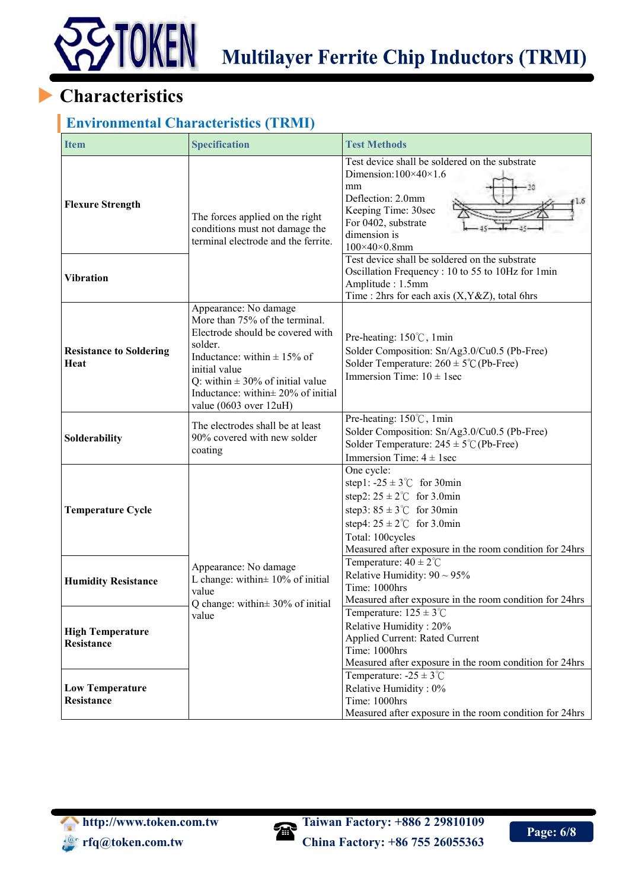# Characteristics

## Environmental Characteristics (TRMI)

| Item | Specification | Test Methods |
|---|---|---|
| **Flexure Strength** | The forces applied on the right conditions must not damage the terminal electrode and the ferrite. | Test device shall be soldered on the substrate<br>Dimension:100×40×1.6 mm<br>Deflection: 2.0mm<br>Keeping Time: 30sec<br>For 0402, substrate dimension is 100×40×0.8mm |
| **Vibration** | | Test device shall be soldered on the substrate<br>Oscillation Frequency : 10 to 55 to 10Hz for 1min<br>Amplitude : 1.5mm<br>Time : 2hrs for each axis (X,Y&Z), total 6hrs |
| **Resistance to Soldering Heat** | Appearance: No damage<br>More than 75% of the terminal. Electrode should be covered with solder.<br>Inductance: within ± 15% of initial value<br>Q: within ± 30% of initial value<br>Inductance: within± 20% of initial value (0603 over 12uH) | Pre-heating: 150℃, 1min<br>Solder Composition: Sn/Ag3.0/Cu0.5 (Pb-Free)<br>Solder Temperature: 260 ± 5℃(Pb-Free)<br>Immersion Time: 10 ± 1sec |
| **Solderability** | The electrodes shall be at least 90% covered with new solder coating | Pre-heating: 150℃, 1min<br>Solder Composition: Sn/Ag3.0/Cu0.5 (Pb-Free)<br>Solder Temperature: 245 ± 5℃(Pb-Free)<br>Immersion Time: 4 ± 1sec |
| **Temperature Cycle** | Appearance: No damage<br>L change: within± 10% of initial value<br>Q change: within± 30% of initial value | One cycle:<br>step1: -25 ± 3℃ for 30min<br>step2: 25 ± 2℃ for 3.0min<br>step3: 85 ± 3℃ for 30min<br>step4: 25 ± 2℃ for 3.0min<br>Total: 100cycles<br>Measured after exposure in the room condition for 24hrs |
| **Humidity Resistance** | | Temperature: 40 ± 2℃<br>Relative Humidity: 90 ~ 95%<br>Time: 1000hrs<br>Measured after exposure in the room condition for 24hrs |
| **High Temperature Resistance** | | Temperature: 125 ± 3℃<br>Relative Humidity : 20%<br>Applied Current: Rated Current<br>Time: 1000hrs<br>Measured after exposure in the room condition for 24hrs |
| **Low Temperature Resistance** | | Temperature: -25 ± 3℃<br>Relative Humidity : 0%<br>Time: 1000hrs<br>Measured after exposure in the room condition for 24hrs |

http://www.token.com.tw
rfq@token.com.tw
Taiwan Factory: +886 2 29810109
China Factory: +86 755 26055363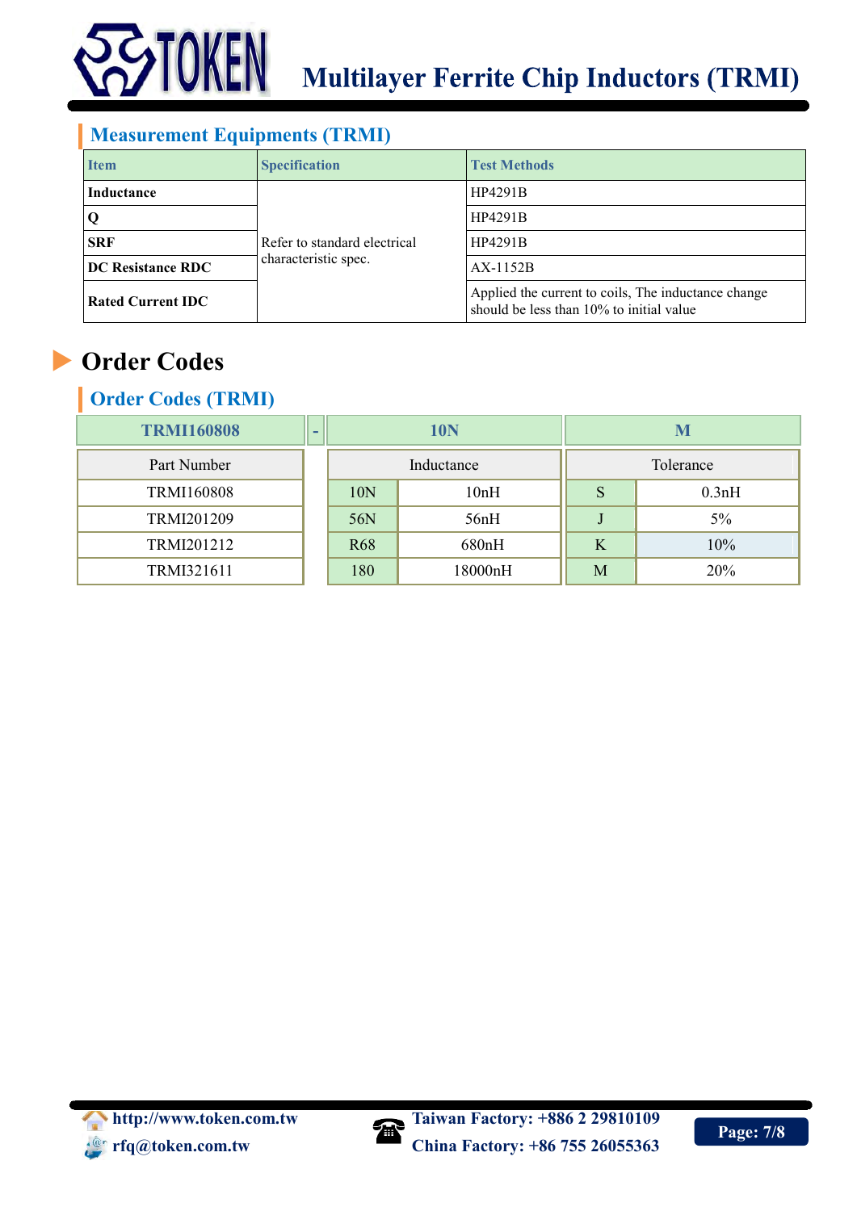## Measurement Equipments (TRMI)

| Item | Specification | Test Methods |
|---|---|---|
| **Inductance** | Refer to standard electrical characteristic spec. | HP4291B |
| **Q** | | HP4291B |
| **SRF** | | HP4291B |
| **DC Resistance RDC** | | AX-1152B |
| **Rated Current IDC** | | Applied the current to coils, The inductance change should be less than 10% to initial value |

# Order Codes

## Order Codes (TRMI)

| TRMI160808 | - | 10N | | M | |
|---|---|---|---|---|---|
| Part Number | | Inductance | | Tolerance | |
| TRMI160808 | | 10N | 10nH | S | 0.3nH |
| TRMI201209 | | 56N | 56nH | J | 5% |
| TRMI201212 | | R68 | 680nH | K | 10% |
| TRMI321611 | | 180 | 18000nH | M | 20% |

http://www.token.com.tw
rfq@token.com.tw
Taiwan Factory: +886 2 29810109
China Factory: +86 755 26055363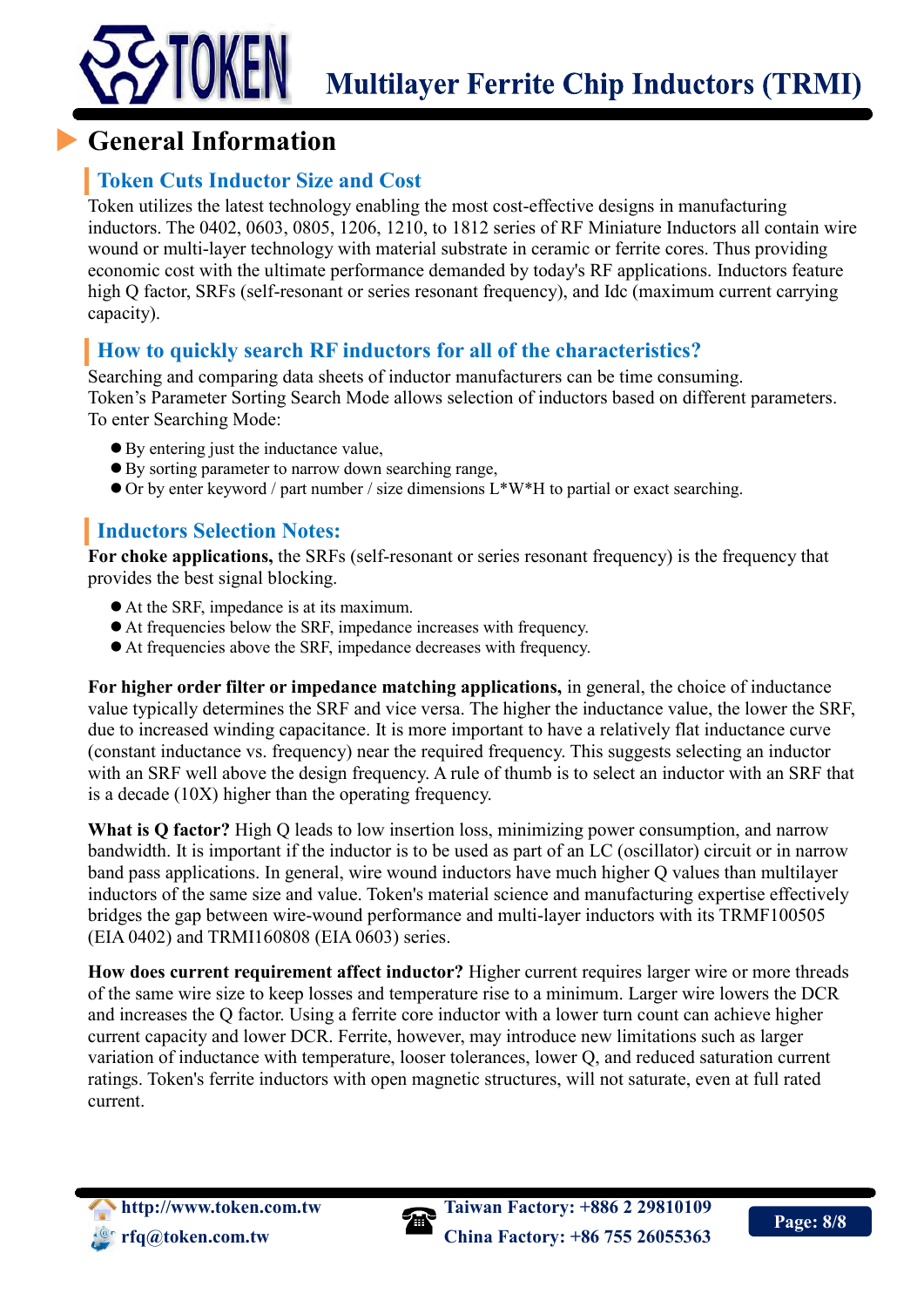# General Information

## Token Cuts Inductor Size and Cost

Token utilizes the latest technology enabling the most cost-effective designs in manufacturing inductors. The 0402, 0603, 0805, 1206, 1210, to 1812 series of RF Miniature Inductors all contain wire wound or multi-layer technology with material substrate in ceramic or ferrite cores. Thus providing economic cost with the ultimate performance demanded by today's RF applications. Inductors feature high Q factor, SRFs (self-resonant or series resonant frequency), and Idc (maximum current carrying capacity).

## How to quickly search RF inductors for all of the characteristics?

Searching and comparing data sheets of inductor manufacturers can be time consuming.
Token's Parameter Sorting Search Mode allows selection of inductors based on different parameters.
To enter Searching Mode:

- By entering just the inductance value,
- By sorting parameter to narrow down searching range,
- Or by enter keyword / part number / size dimensions L*W*H to partial or exact searching.

## Inductors Selection Notes:

**For choke applications,** the SRFs (self-resonant or series resonant frequency) is the frequency that provides the best signal blocking.

- At the SRF, impedance is at its maximum.
- At frequencies below the SRF, impedance increases with frequency.
- At frequencies above the SRF, impedance decreases with frequency.

**For higher order filter or impedance matching applications,** in general, the choice of inductance value typically determines the SRF and vice versa. The higher the inductance value, the lower the SRF, due to increased winding capacitance. It is more important to have a relatively flat inductance curve (constant inductance vs. frequency) near the required frequency. This suggests selecting an inductor with an SRF well above the design frequency. A rule of thumb is to select an inductor with an SRF that is a decade (10X) higher than the operating frequency.

**What is Q factor?** High Q leads to low insertion loss, minimizing power consumption, and narrow bandwidth. It is important if the inductor is to be used as part of an LC (oscillator) circuit or in narrow band pass applications. In general, wire wound inductors have much higher Q values than multilayer inductors of the same size and value. Token's material science and manufacturing expertise effectively bridges the gap between wire-wound performance and multi-layer inductors with its TRMF100505 (EIA 0402) and TRMI160808 (EIA 0603) series.

**How does current requirement affect inductor?** Higher current requires larger wire or more threads of the same wire size to keep losses and temperature rise to a minimum. Larger wire lowers the DCR and increases the Q factor. Using a ferrite core inductor with a lower turn count can achieve higher current capacity and lower DCR. Ferrite, however, may introduce new limitations such as larger variation of inductance with temperature, looser tolerances, lower Q, and reduced saturation current ratings. Token's ferrite inductors with open magnetic structures, will not saturate, even at full rated current.